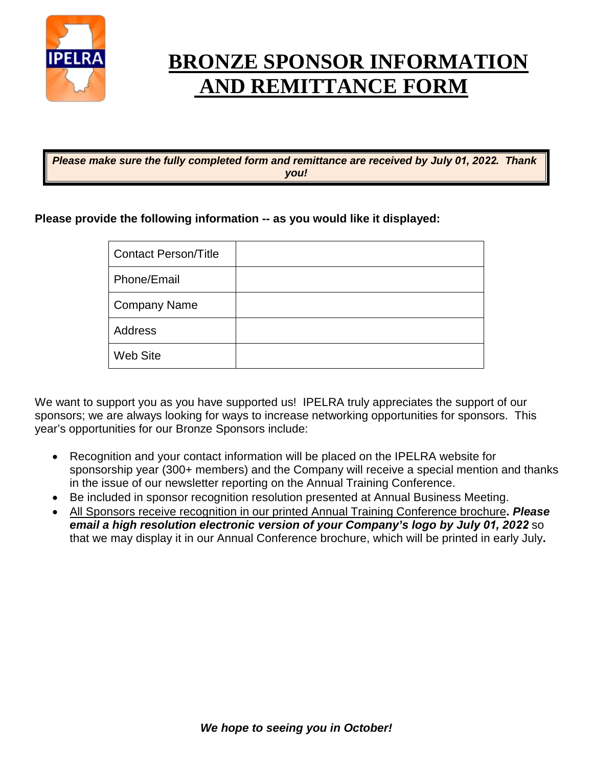# BRONZE SPONSOR INFORMATION AND REMITTANCE FORM

***Please make sure the fully completed form and remittance are received by July 01, 2022. Thank you!***

**Please provide the following information -- as you would like it displayed:**

| Contact Person/Title | |
|---|---|
| Phone/Email | |
| Company Name | |
| Address | |
| Web Site | |

We want to support you as you have supported us! IPELRA truly appreciates the support of our sponsors; we are always looking for ways to increase networking opportunities for sponsors. This year's opportunities for our Bronze Sponsors include:

- Recognition and your contact information will be placed on the IPELRA website for sponsorship year (300+ members) and the Company will receive a special mention and thanks in the issue of our newsletter reporting on the Annual Training Conference.
- Be included in sponsor recognition resolution presented at Annual Business Meeting.
- <u>All Sponsors receive recognition in our printed Annual Training Conference brochure</u>**.** ***Please email a high resolution electronic version of your Company's logo by July 01, 2022*** so that we may display it in our Annual Conference brochure, which will be printed in early July**.**

***We hope to seeing you in October!***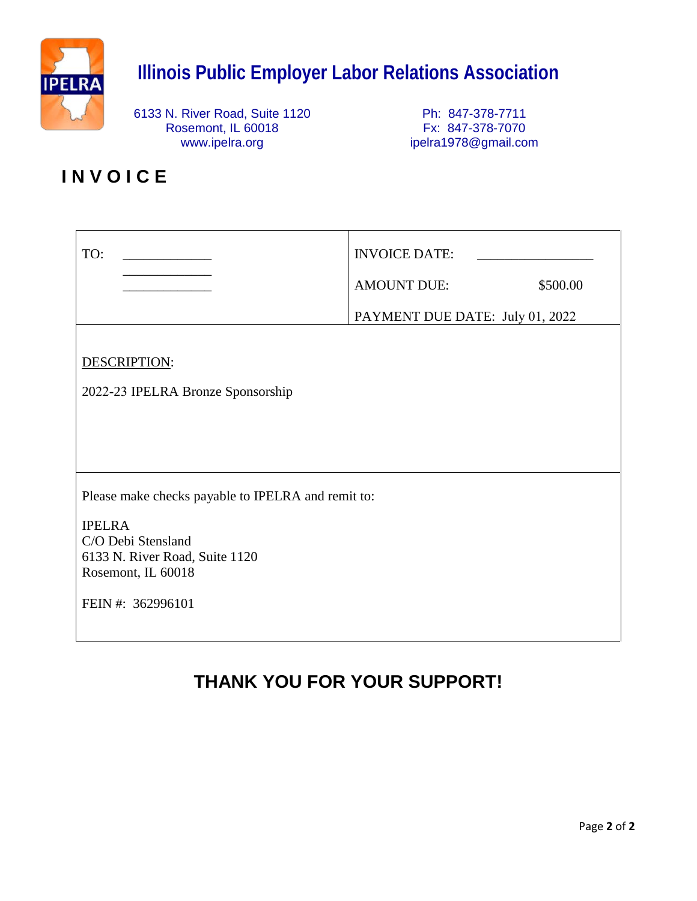# Illinois Public Employer Labor Relations Association

6133 N. River Road, Suite 1120
Rosemont, IL 60018
www.ipelra.org

Ph: 847-378-7711
Fx: 847-378-7070
ipelra1978@gmail.com

## INVOICE

| | |
|---|---|
| TO: _____________<br>_____________<br>_____________ | INVOICE DATE: _________________<br><br>AMOUNT DUE: $500.00<br><br>PAYMENT DUE DATE: July 01, 2022 |

DESCRIPTION:

2022-23 IPELRA Bronze Sponsorship

Please make checks payable to IPELRA and remit to:

IPELRA
C/O Debi Stensland
6133 N. River Road, Suite 1120
Rosemont, IL 60018

FEIN #: 362996101

**THANK YOU FOR YOUR SUPPORT!**